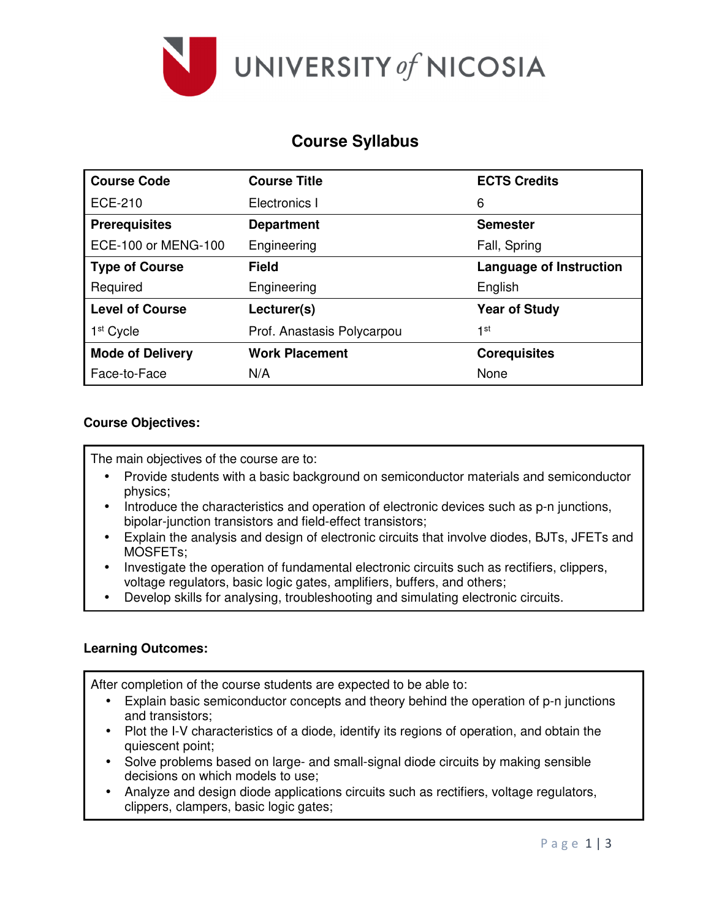UNIVERSITY of NICOSIA

# Course Syllabus

| Course Code | Course Title | ECTS Credits |
|---|---|---|
| ECE-210 | Electronics I | 6 |
| **Prerequisites** | **Department** | **Semester** |
| ECE-100 or MENG-100 | Engineering | Fall, Spring |
| **Type of Course** | **Field** | **Language of Instruction** |
| Required | Engineering | English |
| **Level of Course** | **Lecturer(s)** | **Year of Study** |
| 1st Cycle | Prof. Anastasis Polycarpou | 1st |
| **Mode of Delivery** | **Work Placement** | **Corequisites** |
| Face-to-Face | N/A | None |

**Course Objectives:**

The main objectives of the course are to:

- Provide students with a basic background on semiconductor materials and semiconductor physics;
- Introduce the characteristics and operation of electronic devices such as p-n junctions, bipolar-junction transistors and field-effect transistors;
- Explain the analysis and design of electronic circuits that involve diodes, BJTs, JFETs and MOSFETs;
- Investigate the operation of fundamental electronic circuits such as rectifiers, clippers, voltage regulators, basic logic gates, amplifiers, buffers, and others;
- Develop skills for analysing, troubleshooting and simulating electronic circuits.

**Learning Outcomes:**

After completion of the course students are expected to be able to:

- Explain basic semiconductor concepts and theory behind the operation of p-n junctions and transistors;
- Plot the I-V characteristics of a diode, identify its regions of operation, and obtain the quiescent point;
- Solve problems based on large- and small-signal diode circuits by making sensible decisions on which models to use;
- Analyze and design diode applications circuits such as rectifiers, voltage regulators, clippers, clampers, basic logic gates;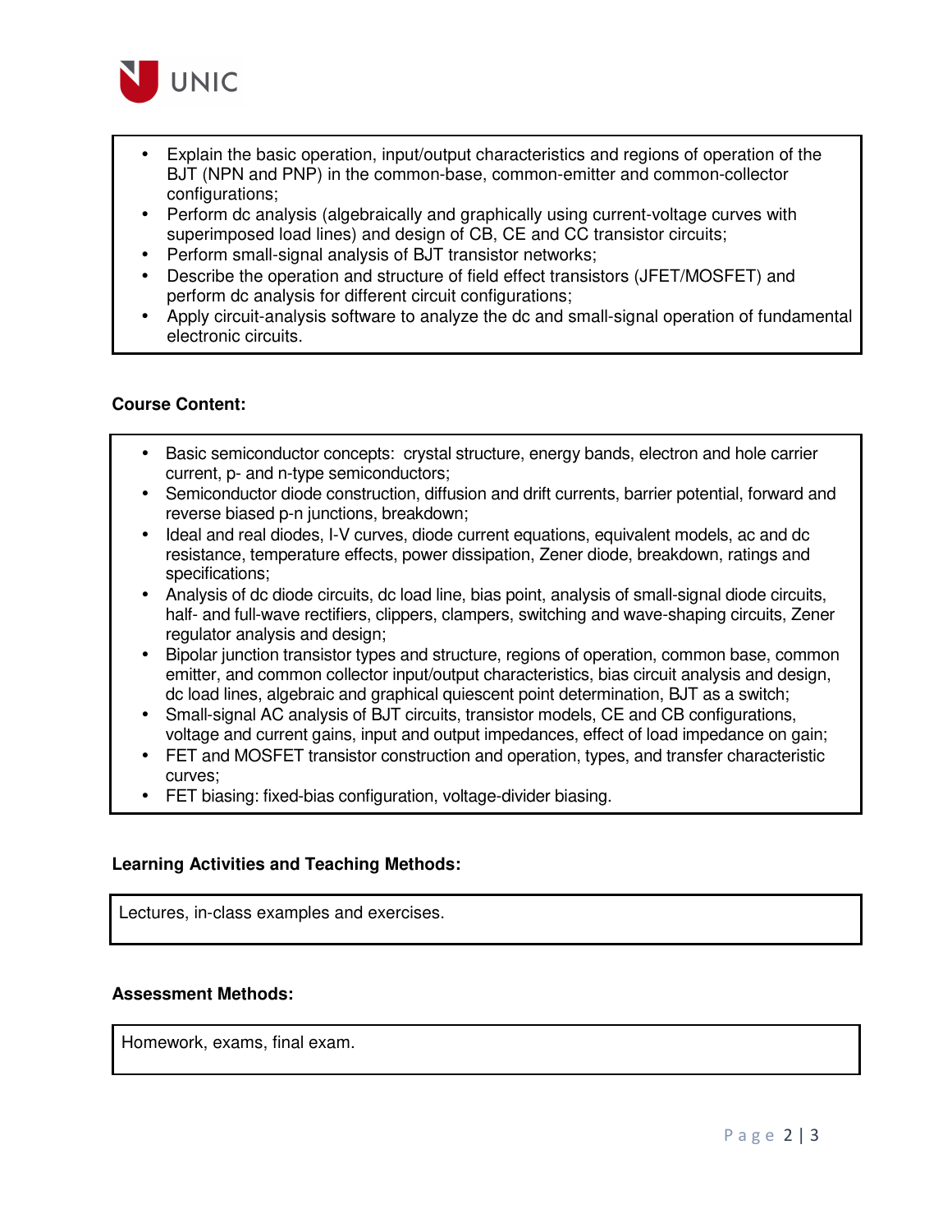- Explain the basic operation, input/output characteristics and regions of operation of the BJT (NPN and PNP) in the common-base, common-emitter and common-collector configurations;
- Perform dc analysis (algebraically and graphically using current-voltage curves with superimposed load lines) and design of CB, CE and CC transistor circuits;
- Perform small-signal analysis of BJT transistor networks;
- Describe the operation and structure of field effect transistors (JFET/MOSFET) and perform dc analysis for different circuit configurations;
- Apply circuit-analysis software to analyze the dc and small-signal operation of fundamental electronic circuits.

**Course Content:**

- Basic semiconductor concepts: crystal structure, energy bands, electron and hole carrier current, p- and n-type semiconductors;
- Semiconductor diode construction, diffusion and drift currents, barrier potential, forward and reverse biased p-n junctions, breakdown;
- Ideal and real diodes, I-V curves, diode current equations, equivalent models, ac and dc resistance, temperature effects, power dissipation, Zener diode, breakdown, ratings and specifications;
- Analysis of dc diode circuits, dc load line, bias point, analysis of small-signal diode circuits, half- and full-wave rectifiers, clippers, clampers, switching and wave-shaping circuits, Zener regulator analysis and design;
- Bipolar junction transistor types and structure, regions of operation, common base, common emitter, and common collector input/output characteristics, bias circuit analysis and design, dc load lines, algebraic and graphical quiescent point determination, BJT as a switch;
- Small-signal AC analysis of BJT circuits, transistor models, CE and CB configurations, voltage and current gains, input and output impedances, effect of load impedance on gain;
- FET and MOSFET transistor construction and operation, types, and transfer characteristic curves;
- FET biasing: fixed-bias configuration, voltage-divider biasing.

**Learning Activities and Teaching Methods:**

Lectures, in-class examples and exercises.

**Assessment Methods:**

Homework, exams, final exam.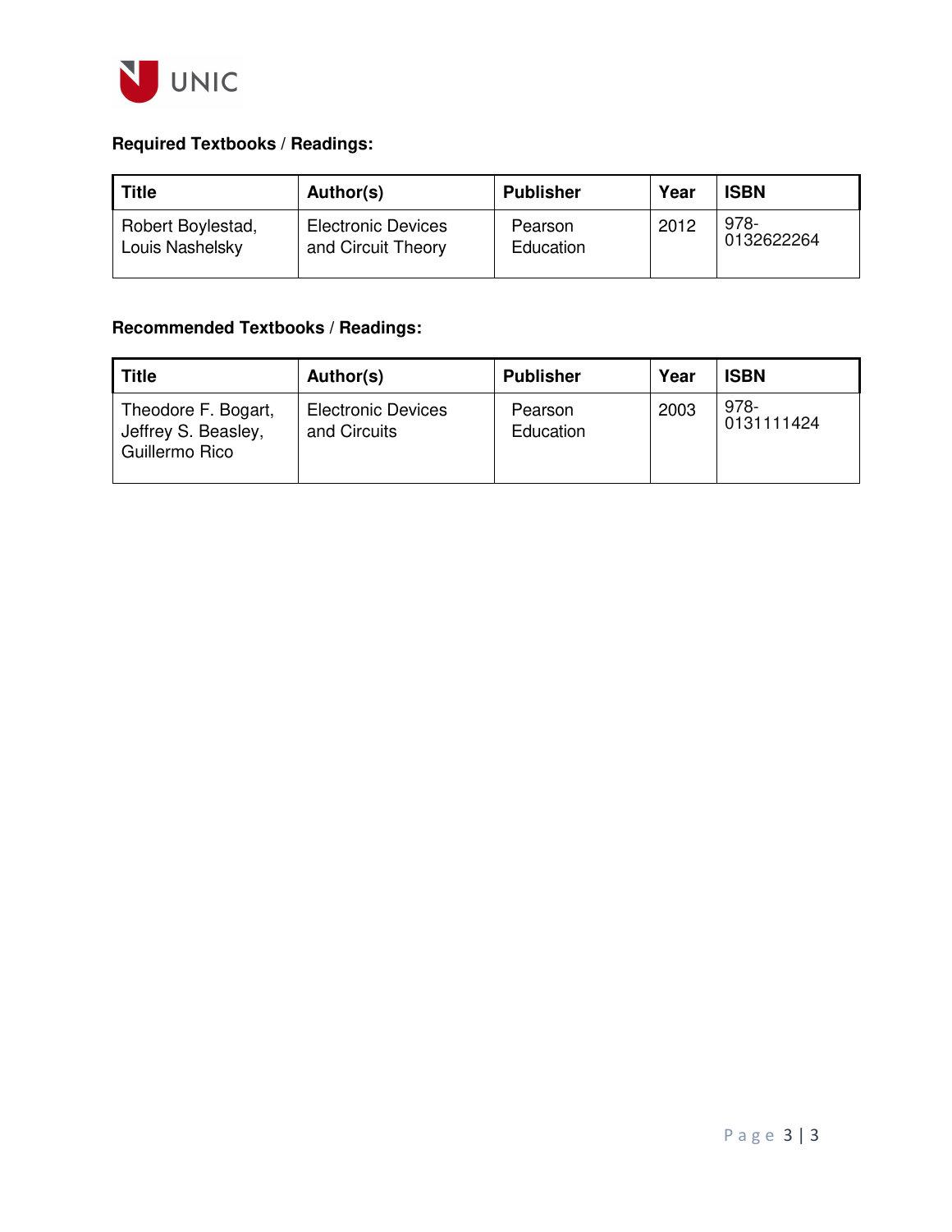**Required Textbooks / Readings:**

| Title | Author(s) | Publisher | Year | ISBN |
|---|---|---|---|---|
| Robert Boylestad, Louis Nashelsky | Electronic Devices and Circuit Theory | Pearson Education | 2012 | 978-0132622264 |

**Recommended Textbooks / Readings:**

| Title | Author(s) | Publisher | Year | ISBN |
|---|---|---|---|---|
| Theodore F. Bogart, Jeffrey S. Beasley, Guillermo Rico | Electronic Devices and Circuits | Pearson Education | 2003 | 978-0131111424 |